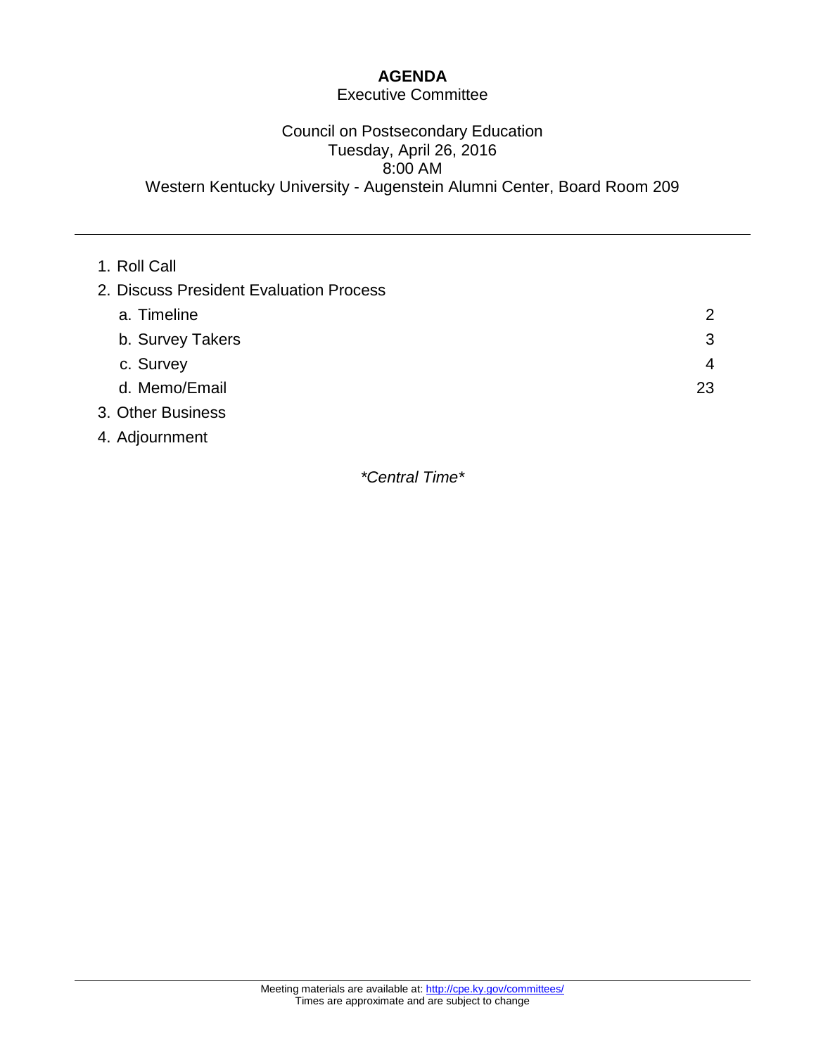# AGENDA

Executive Committee

Council on Postsecondary Education
Tuesday, April 26, 2016
8:00 AM
Western Kentucky University - Augenstein Alumni Center, Board Room 209

---

1. Roll Call
2. Discuss President Evaluation Process
   a. Timeline 2
   b. Survey Takers 3
   c. Survey 4
   d. Memo/Email 23
3. Other Business
4. Adjournment

*\*Central Time\**

---

Meeting materials are available at: http://cpe.ky.gov/committees/
Times are approximate and are subject to change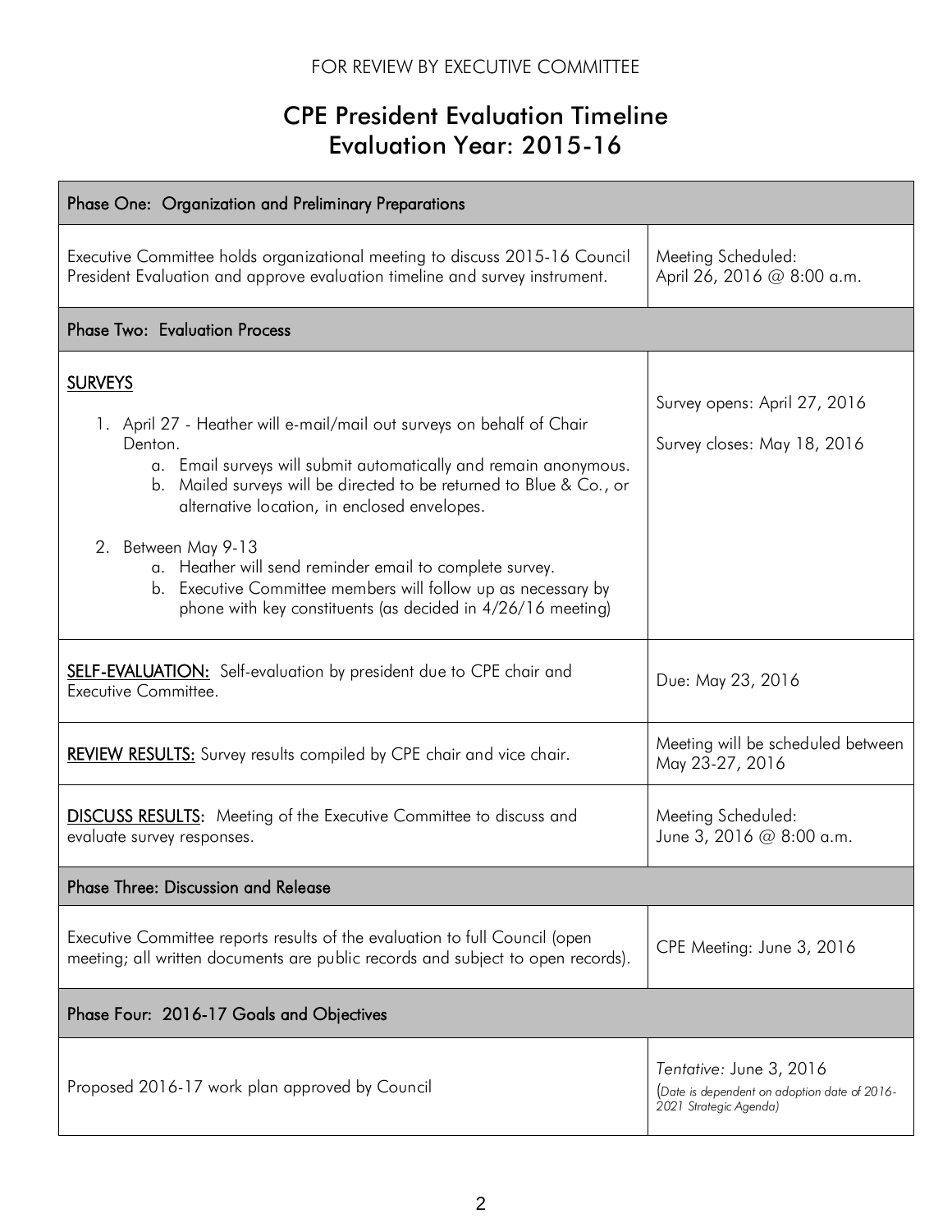FOR REVIEW BY EXECUTIVE COMMITTEE

# CPE President Evaluation Timeline
# Evaluation Year: 2015-16

| Phase One: Organization and Preliminary Preparations | |
|---|---|
| Executive Committee holds organizational meeting to discuss 2015-16 Council President Evaluation and approve evaluation timeline and survey instrument. | Meeting Scheduled: April 26, 2016 @ 8:00 a.m. |
| **Phase Two: Evaluation Process** | |
| <u>**SURVEYS**</u><br><br>1. April 27 - Heather will e-mail/mail out surveys on behalf of Chair Denton.<br>&nbsp;&nbsp;&nbsp;a. Email surveys will submit automatically and remain anonymous.<br>&nbsp;&nbsp;&nbsp;b. Mailed surveys will be directed to be returned to Blue & Co., or alternative location, in enclosed envelopes.<br><br>2. Between May 9-13<br>&nbsp;&nbsp;&nbsp;a. Heather will send reminder email to complete survey.<br>&nbsp;&nbsp;&nbsp;b. Executive Committee members will follow up as necessary by phone with key constituents (as decided in 4/26/16 meeting) | Survey opens: April 27, 2016<br><br>Survey closes: May 18, 2016 |
| <u>**SELF-EVALUATION:**</u> Self-evaluation by president due to CPE chair and Executive Committee. | Due: May 23, 2016 |
| <u>**REVIEW RESULTS:**</u> Survey results compiled by CPE chair and vice chair. | Meeting will be scheduled between May 23-27, 2016 |
| <u>**DISCUSS RESULTS**</u>: Meeting of the Executive Committee to discuss and evaluate survey responses. | Meeting Scheduled: June 3, 2016 @ 8:00 a.m. |
| **Phase Three: Discussion and Release** | |
| Executive Committee reports results of the evaluation to full Council (open meeting; all written documents are public records and subject to open records). | CPE Meeting: June 3, 2016 |
| **Phase Four: 2016-17 Goals and Objectives** | |
| Proposed 2016-17 work plan approved by Council | *Tentative:* June 3, 2016<br>(*Date is dependent on adoption date of 2016-2021 Strategic Agenda)* |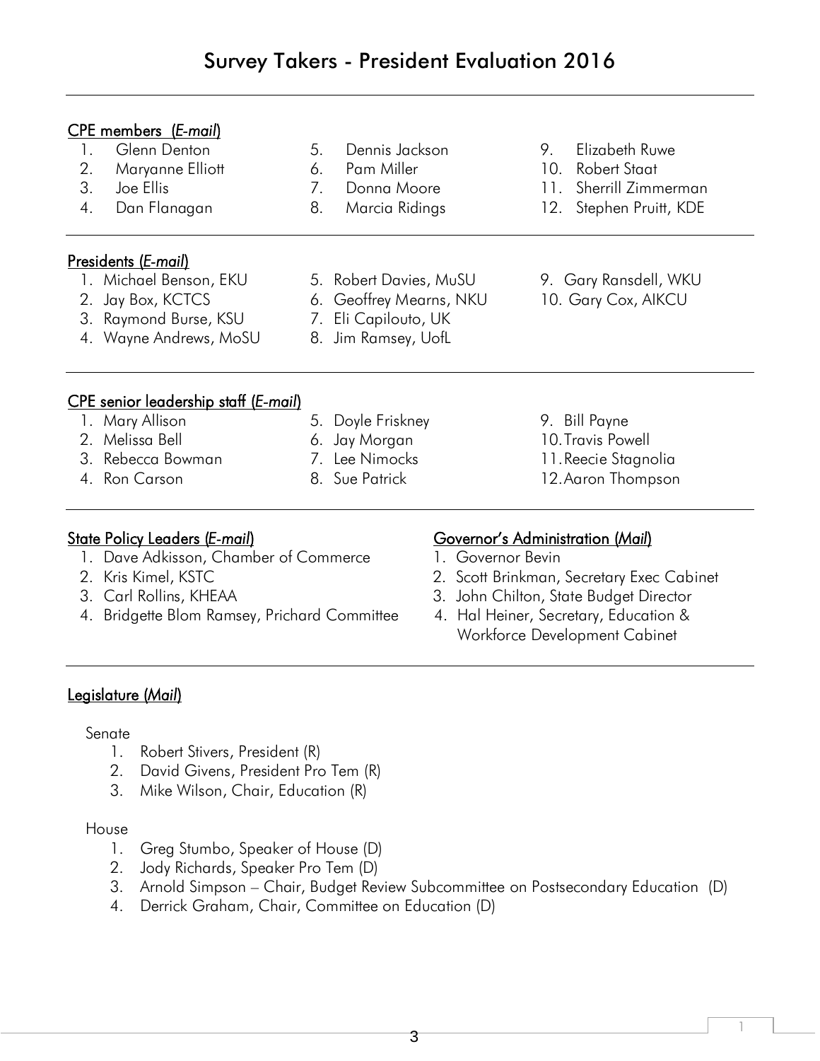# Survey Takers - President Evaluation 2016

**CPE members (*E-mail*)**

1. Glenn Denton
2. Maryanne Elliott
3. Joe Ellis
4. Dan Flanagan
5. Dennis Jackson
6. Pam Miller
7. Donna Moore
8. Marcia Ridings
9. Elizabeth Ruwe
10. Robert Staat
11. Sherrill Zimmerman
12. Stephen Pruitt, KDE

**Presidents (*E-mail*)**

1. Michael Benson, EKU
2. Jay Box, KCTCS
3. Raymond Burse, KSU
4. Wayne Andrews, MoSU
5. Robert Davies, MuSU
6. Geoffrey Mearns, NKU
7. Eli Capilouto, UK
8. Jim Ramsey, UofL
9. Gary Ransdell, WKU
10. Gary Cox, AIKCU

**CPE senior leadership staff (*E-mail*)**

1. Mary Allison
2. Melissa Bell
3. Rebecca Bowman
4. Ron Carson
5. Doyle Friskney
6. Jay Morgan
7. Lee Nimocks
8. Sue Patrick
9. Bill Payne
10. Travis Powell
11. Reecie Stagnolia
12. Aaron Thompson

**State Policy Leaders (*E-mail*)**

1. Dave Adkisson, Chamber of Commerce
2. Kris Kimel, KSTC
3. Carl Rollins, KHEAA
4. Bridgette Blom Ramsey, Prichard Committee

**Governor's Administration (*Mail*)**

1. Governor Bevin
2. Scott Brinkman, Secretary Exec Cabinet
3. John Chilton, State Budget Director
4. Hal Heiner, Secretary, Education & Workforce Development Cabinet

**Legislature (*Mail*)**

Senate

1. Robert Stivers, President (R)
2. David Givens, President Pro Tem (R)
3. Mike Wilson, Chair, Education (R)

House

1. Greg Stumbo, Speaker of House (D)
2. Jody Richards, Speaker Pro Tem (D)
3. Arnold Simpson – Chair, Budget Review Subcommittee on Postsecondary Education (D)
4. Derrick Graham, Chair, Committee on Education (D)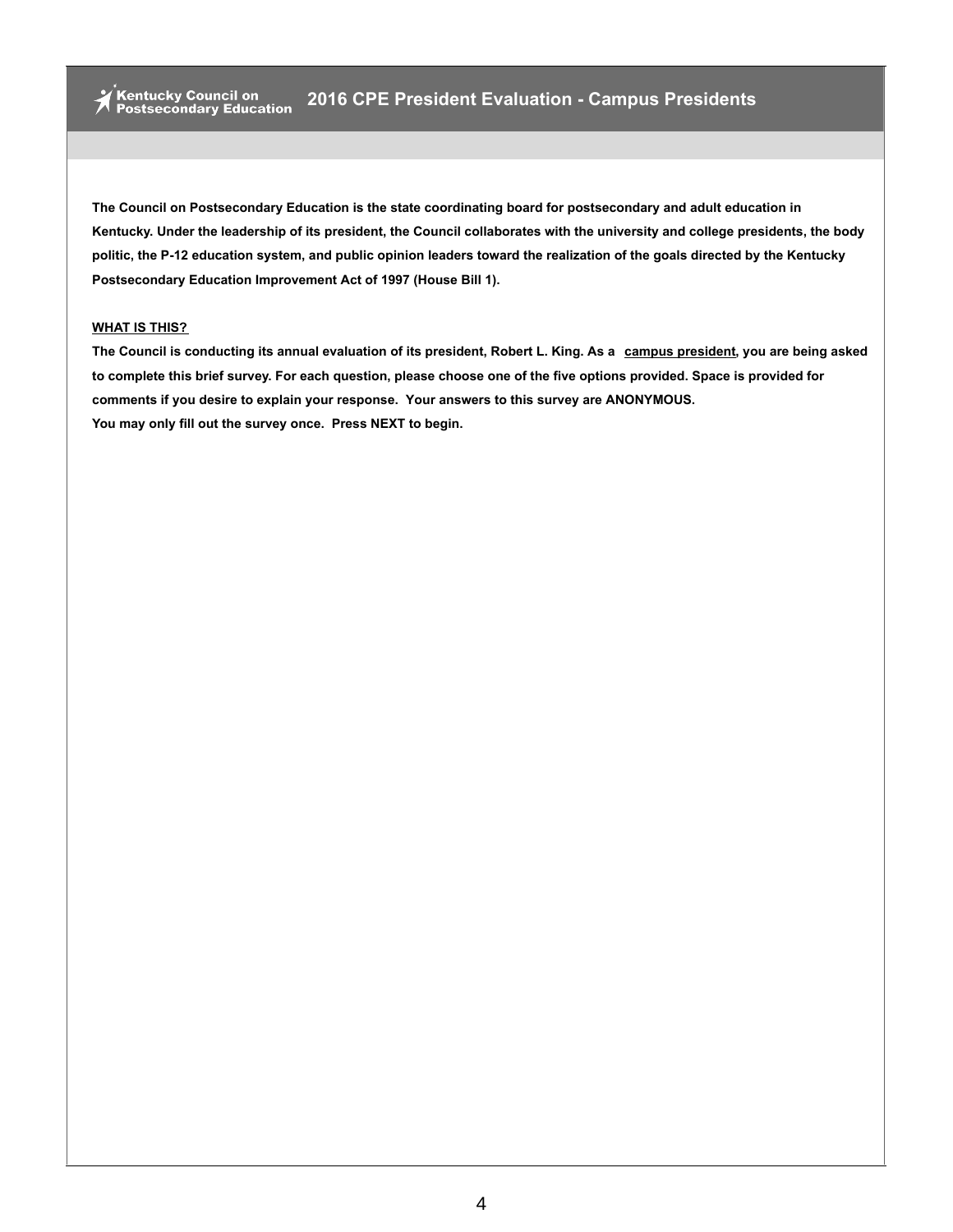# 2016 CPE President Evaluation - Campus Presidents

**The Council on Postsecondary Education is the state coordinating board for postsecondary and adult education in Kentucky. Under the leadership of its president, the Council collaborates with the university and college presidents, the body politic, the P-12 education system, and public opinion leaders toward the realization of the goals directed by the Kentucky Postsecondary Education Improvement Act of 1997 (House Bill 1).**

**WHAT IS THIS?**

**The Council is conducting its annual evaluation of its president, Robert L. King. As a campus president, you are being asked to complete this brief survey. For each question, please choose one of the five options provided. Space is provided for comments if you desire to explain your response. Your answers to this survey are ANONYMOUS.**
**You may only fill out the survey once. Press NEXT to begin.**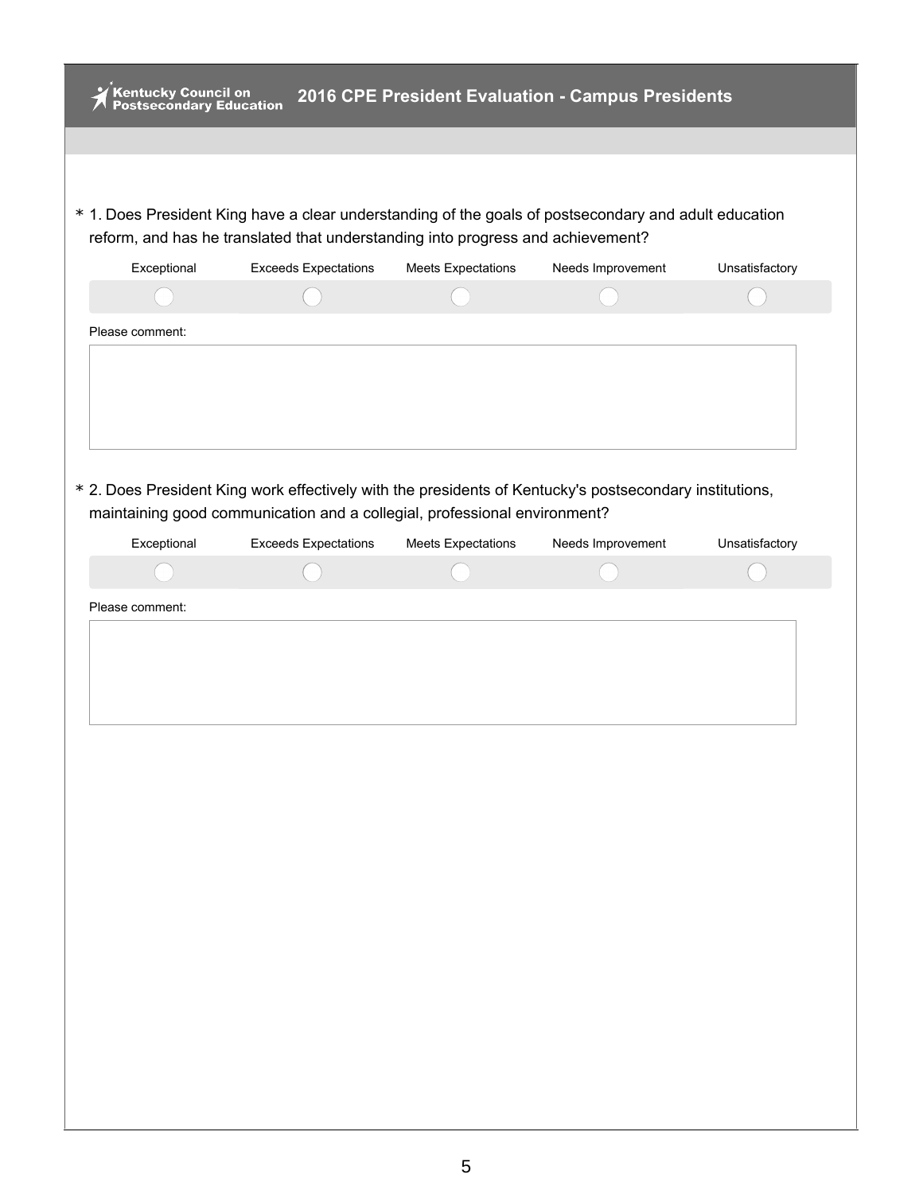\* 1. Does President King have a clear understanding of the goals of postsecondary and adult education reform, and has he translated that understanding into progress and achievement?

| Exceptional | Exceeds Expectations | Meets Expectations | Needs Improvement | Unsatisfactory |
|---|---|---|---|---|
| ○ | ○ | ○ | ○ | ○ |

Please comment:

\* 2. Does President King work effectively with the presidents of Kentucky's postsecondary institutions, maintaining good communication and a collegial, professional environment?

| Exceptional | Exceeds Expectations | Meets Expectations | Needs Improvement | Unsatisfactory |
|---|---|---|---|---|
| ○ | ○ | ○ | ○ | ○ |

Please comment: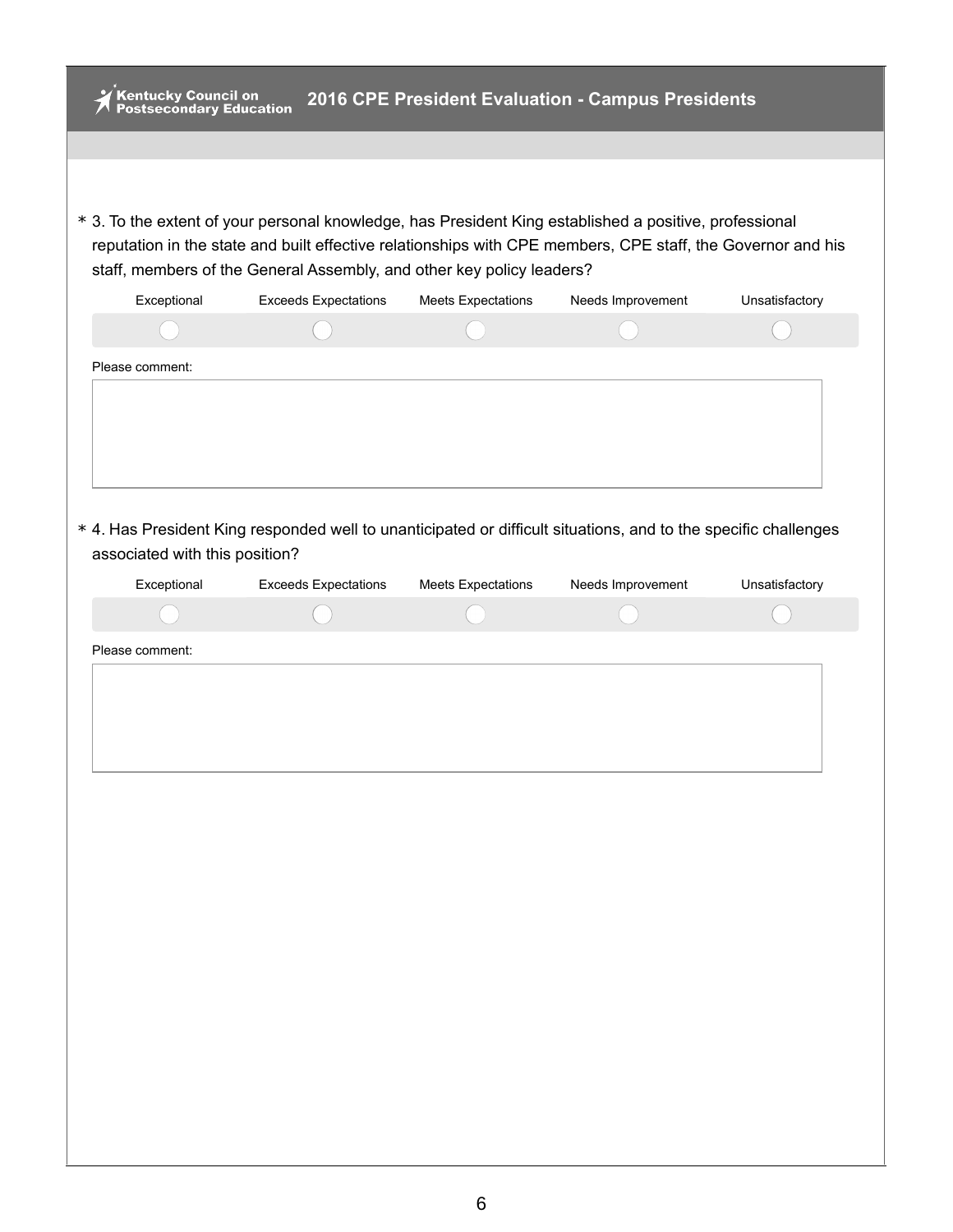## 2016 CPE President Evaluation - Campus Presidents

\* 3. To the extent of your personal knowledge, has President King established a positive, professional reputation in the state and built effective relationships with CPE members, CPE staff, the Governor and his staff, members of the General Assembly, and other key policy leaders?

| Exceptional | Exceeds Expectations | Meets Expectations | Needs Improvement | Unsatisfactory |
|---|---|---|---|---|
| ◯ | ◯ | ◯ | ◯ | ◯ |

Please comment:

\* 4. Has President King responded well to unanticipated or difficult situations, and to the specific challenges associated with this position?

| Exceptional | Exceeds Expectations | Meets Expectations | Needs Improvement | Unsatisfactory |
|---|---|---|---|---|
| ◯ | ◯ | ◯ | ◯ | ◯ |

Please comment: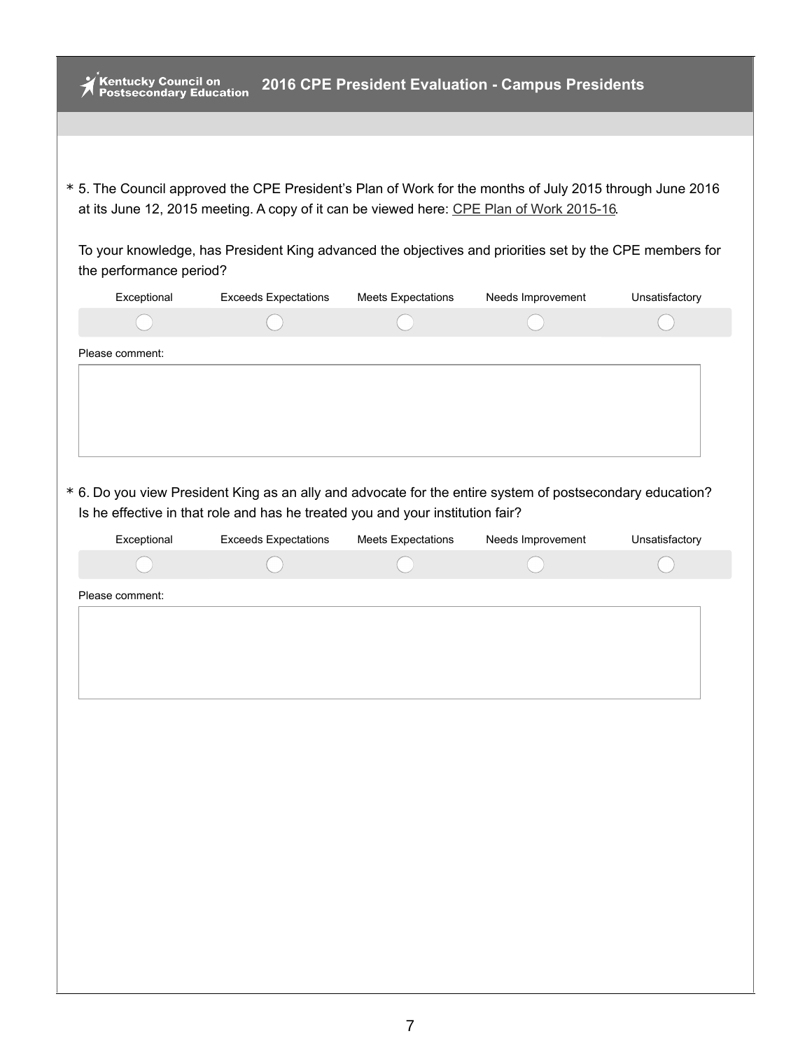# 2016 CPE President Evaluation - Campus Presidents

\* 5. The Council approved the CPE President's Plan of Work for the months of July 2015 through June 2016 at its June 12, 2015 meeting. A copy of it can be viewed here: CPE Plan of Work 2015-16.

To your knowledge, has President King advanced the objectives and priorities set by the CPE members for the performance period?

| Exceptional | Exceeds Expectations | Meets Expectations | Needs Improvement | Unsatisfactory |
| --- | --- | --- | --- | --- |
| ◯ | ◯ | ◯ | ◯ | ◯ |

Please comment:

\* 6. Do you view President King as an ally and advocate for the entire system of postsecondary education? Is he effective in that role and has he treated you and your institution fair?

| Exceptional | Exceeds Expectations | Meets Expectations | Needs Improvement | Unsatisfactory |
| --- | --- | --- | --- | --- |
| ◯ | ◯ | ◯ | ◯ | ◯ |

Please comment: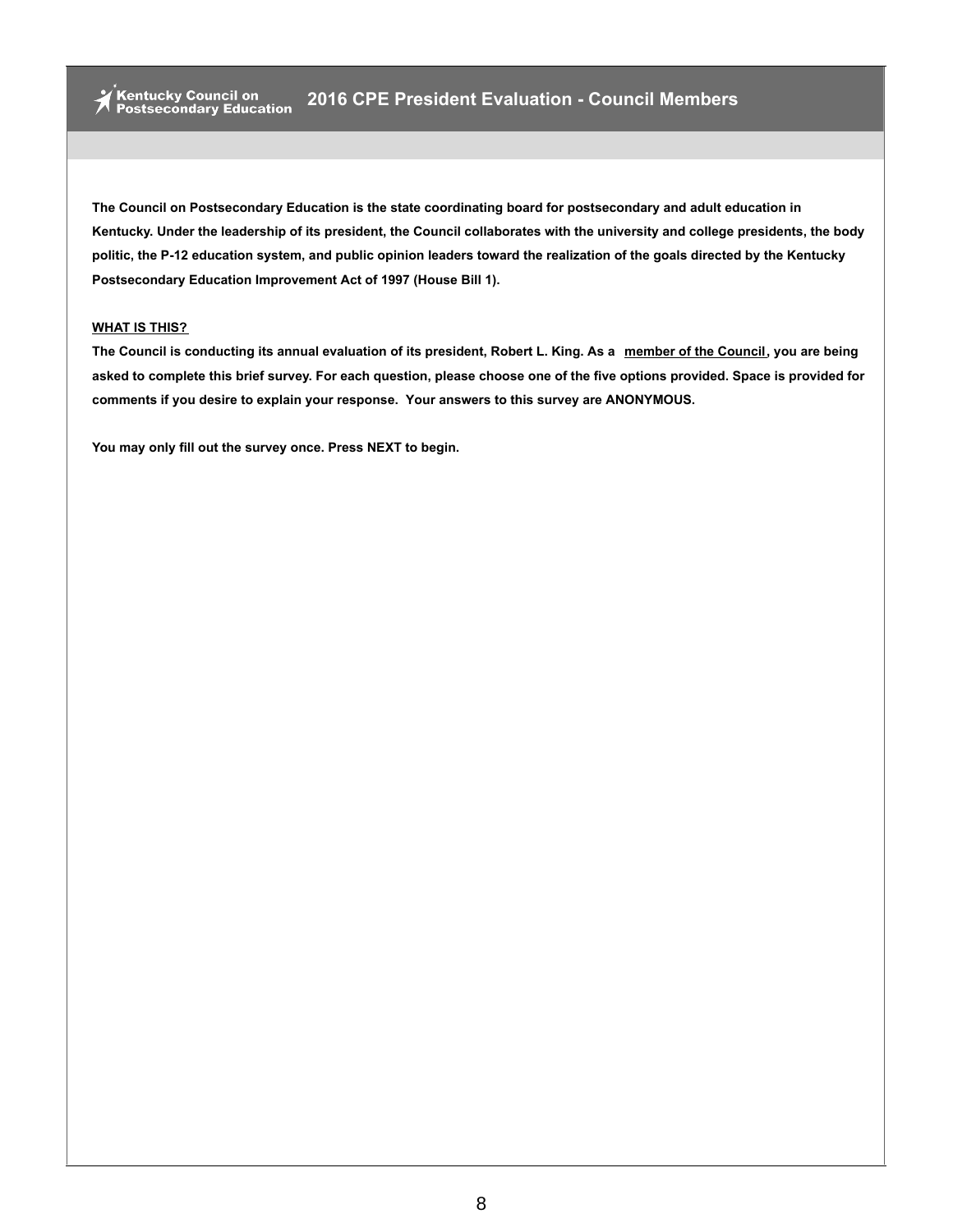# Kentucky Council on Postsecondary Education — 2016 CPE President Evaluation - Council Members

**The Council on Postsecondary Education is the state coordinating board for postsecondary and adult education in Kentucky. Under the leadership of its president, the Council collaborates with the university and college presidents, the body politic, the P-12 education system, and public opinion leaders toward the realization of the goals directed by the Kentucky Postsecondary Education Improvement Act of 1997 (House Bill 1).**

**WHAT IS THIS?**

**The Council is conducting its annual evaluation of its president, Robert L. King. As a member of the Council, you are being asked to complete this brief survey. For each question, please choose one of the five options provided. Space is provided for comments if you desire to explain your response. Your answers to this survey are ANONYMOUS.**

**You may only fill out the survey once. Press NEXT to begin.**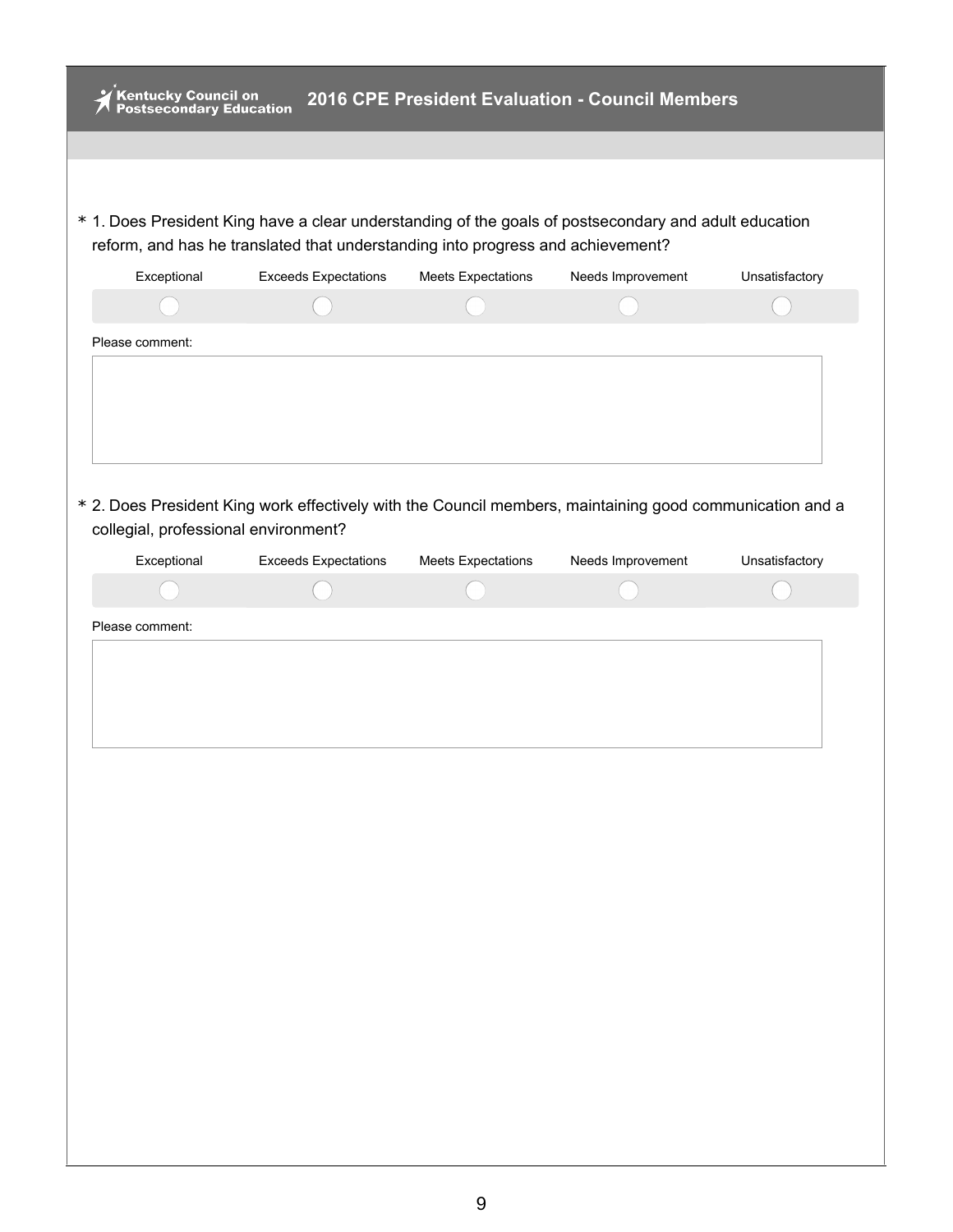# 2016 CPE President Evaluation - Council Members

\* 1. Does President King have a clear understanding of the goals of postsecondary and adult education reform, and has he translated that understanding into progress and achievement?

| Exceptional | Exceeds Expectations | Meets Expectations | Needs Improvement | Unsatisfactory |
|---|---|---|---|---|
| ◯ | ◯ | ◯ | ◯ | ◯ |

Please comment:

\* 2. Does President King work effectively with the Council members, maintaining good communication and a collegial, professional environment?

| Exceptional | Exceeds Expectations | Meets Expectations | Needs Improvement | Unsatisfactory |
|---|---|---|---|---|
| ◯ | ◯ | ◯ | ◯ | ◯ |

Please comment: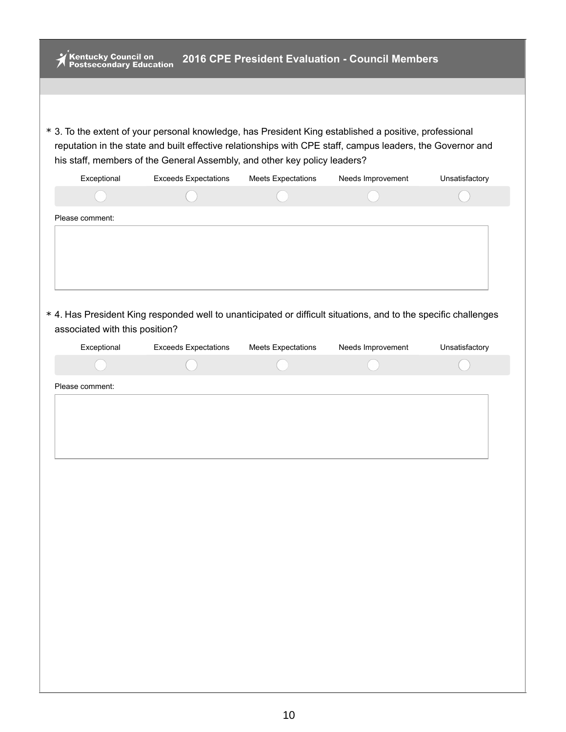# 2016 CPE President Evaluation - Council Members

\* 3. To the extent of your personal knowledge, has President King established a positive, professional reputation in the state and built effective relationships with CPE staff, campus leaders, the Governor and his staff, members of the General Assembly, and other key policy leaders?

| Exceptional | Exceeds Expectations | Meets Expectations | Needs Improvement | Unsatisfactory |
|---|---|---|---|---|
| ◯ | ◯ | ◯ | ◯ | ◯ |

Please comment:

\* 4. Has President King responded well to unanticipated or difficult situations, and to the specific challenges associated with this position?

| Exceptional | Exceeds Expectations | Meets Expectations | Needs Improvement | Unsatisfactory |
|---|---|---|---|---|
| ◯ | ◯ | ◯ | ◯ | ◯ |

Please comment: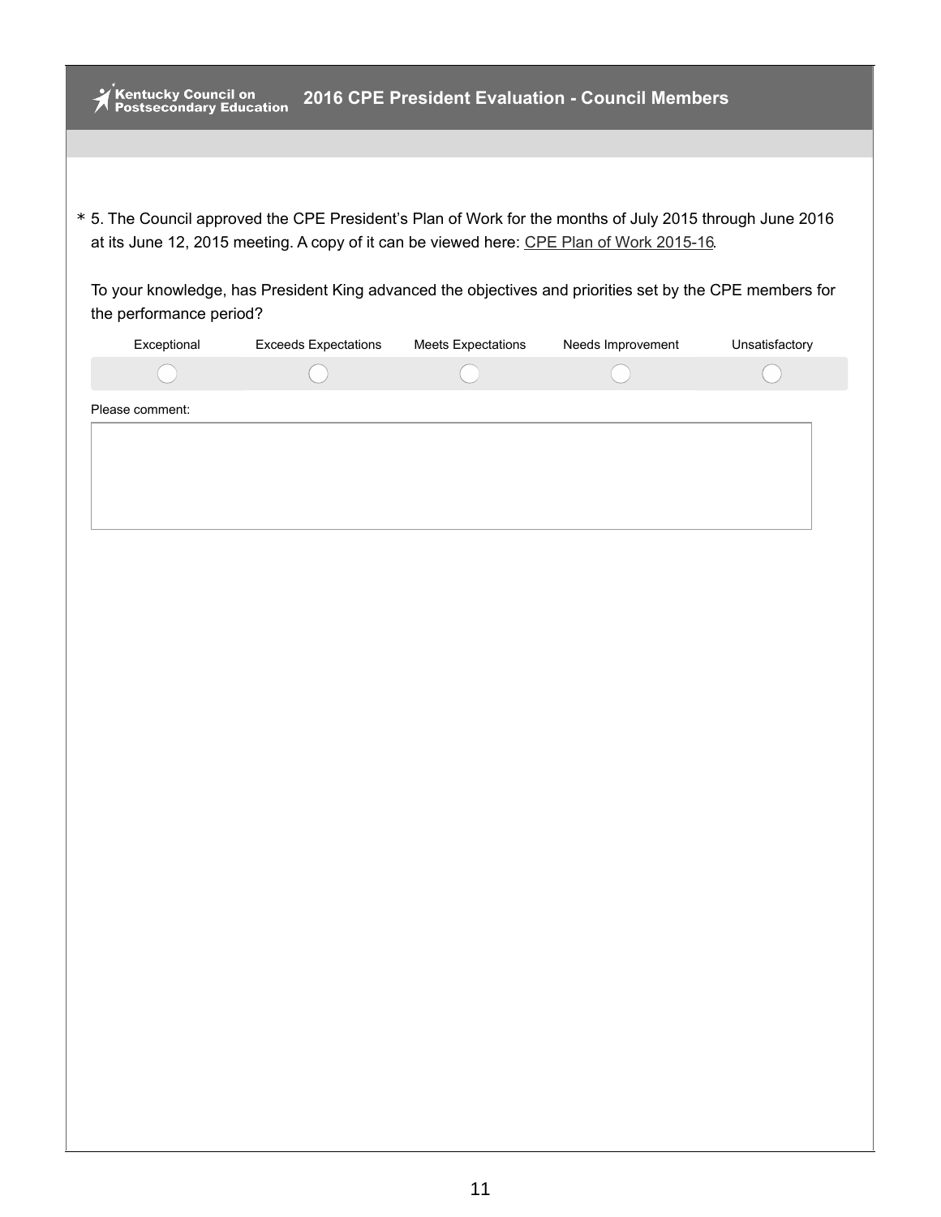# 2016 CPE President Evaluation - Council Members

\* 5. The Council approved the CPE President's Plan of Work for the months of July 2015 through June 2016 at its June 12, 2015 meeting. A copy of it can be viewed here: CPE Plan of Work 2015-16.

To your knowledge, has President King advanced the objectives and priorities set by the CPE members for the performance period?

| Exceptional | Exceeds Expectations | Meets Expectations | Needs Improvement | Unsatisfactory |
|---|---|---|---|---|
| ○ | ○ | ○ | ○ | ○ |

Please comment: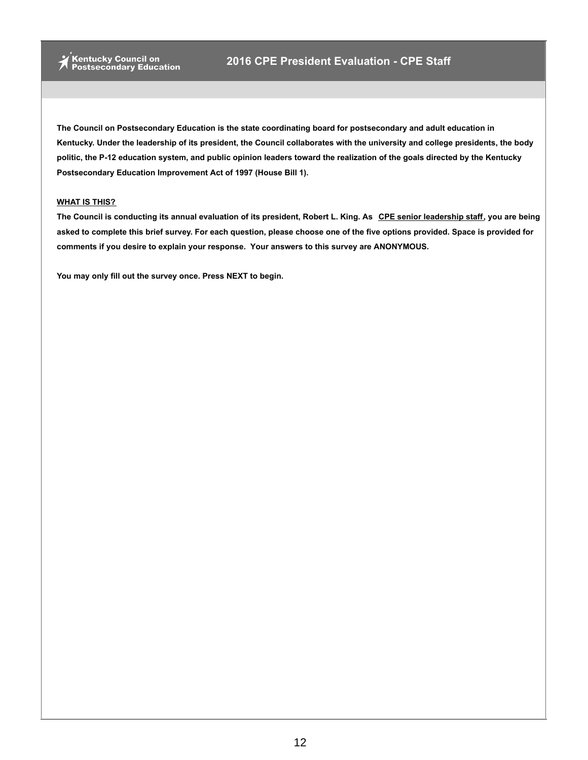Kentucky Council on Postsecondary Education

# 2016 CPE President Evaluation - CPE Staff

**The Council on Postsecondary Education is the state coordinating board for postsecondary and adult education in Kentucky. Under the leadership of its president, the Council collaborates with the university and college presidents, the body politic, the P-12 education system, and public opinion leaders toward the realization of the goals directed by the Kentucky Postsecondary Education Improvement Act of 1997 (House Bill 1).**

**WHAT IS THIS?**

**The Council is conducting its annual evaluation of its president, Robert L. King. As CPE senior leadership staff, you are being asked to complete this brief survey. For each question, please choose one of the five options provided. Space is provided for comments if you desire to explain your response. Your answers to this survey are ANONYMOUS.**

**You may only fill out the survey once. Press NEXT to begin.**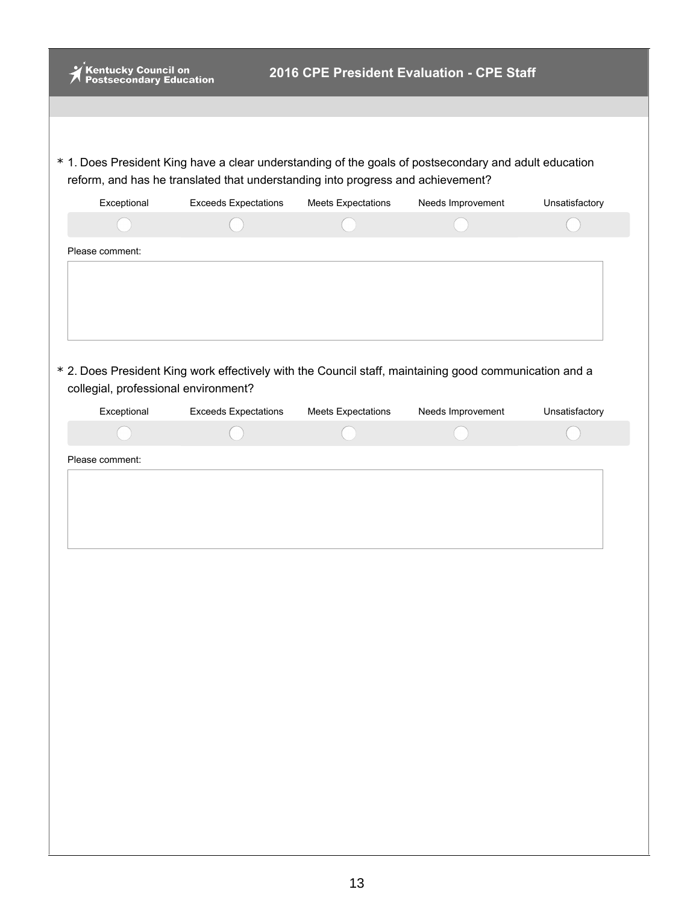Kentucky Council on Postsecondary Education

# 2016 CPE President Evaluation - CPE Staff

\* 1. Does President King have a clear understanding of the goals of postsecondary and adult education reform, and has he translated that understanding into progress and achievement?

| Exceptional | Exceeds Expectations | Meets Expectations | Needs Improvement | Unsatisfactory |
|---|---|---|---|---|
| ◯ | ◯ | ◯ | ◯ | ◯ |

Please comment:

\* 2. Does President King work effectively with the Council staff, maintaining good communication and a collegial, professional environment?

| Exceptional | Exceeds Expectations | Meets Expectations | Needs Improvement | Unsatisfactory |
|---|---|---|---|---|
| ◯ | ◯ | ◯ | ◯ | ◯ |

Please comment: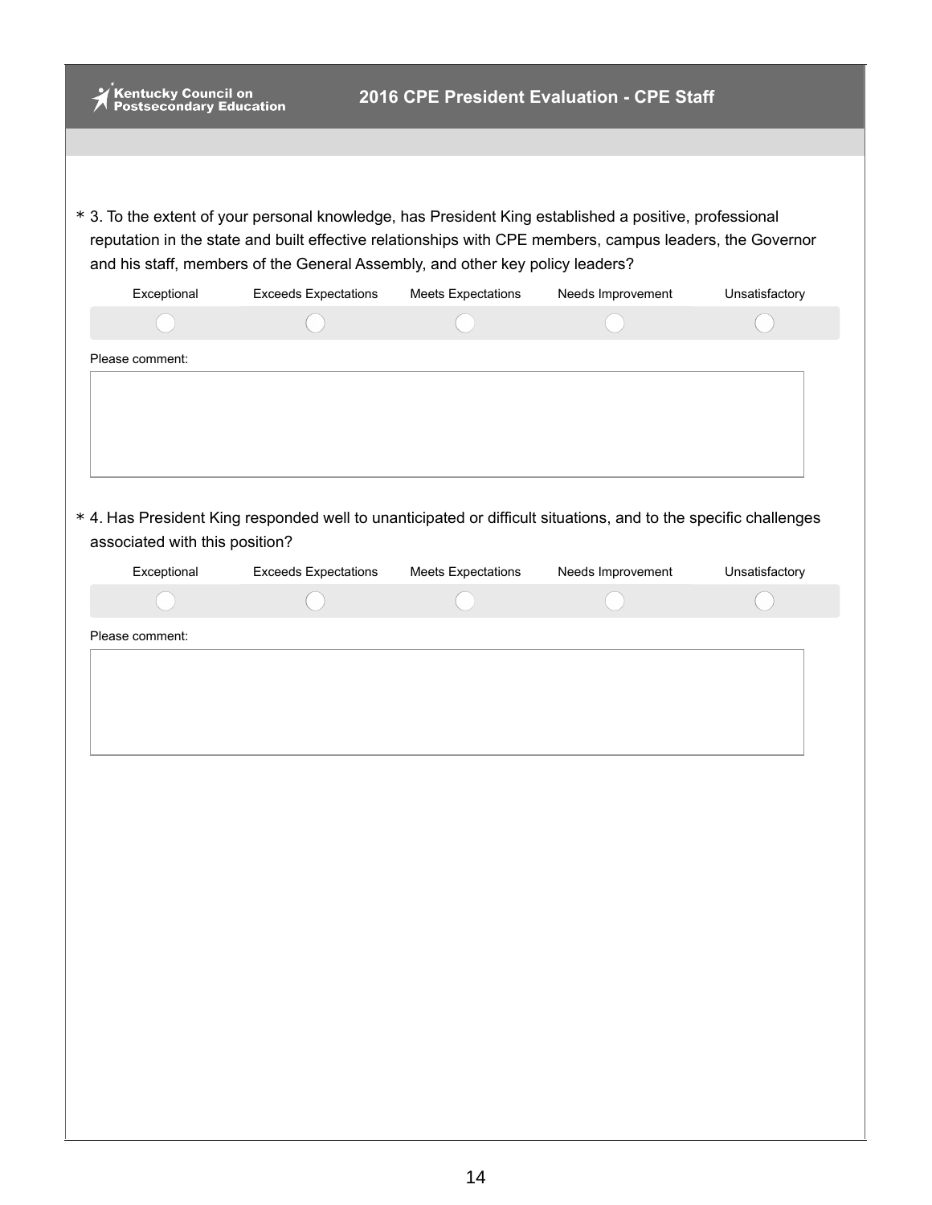Kentucky Council on Postsecondary Education

## 2016 CPE President Evaluation - CPE Staff

\* 3. To the extent of your personal knowledge, has President King established a positive, professional reputation in the state and built effective relationships with CPE members, campus leaders, the Governor and his staff, members of the General Assembly, and other key policy leaders?

| Exceptional | Exceeds Expectations | Meets Expectations | Needs Improvement | Unsatisfactory |
|---|---|---|---|---|
| ◯ | ◯ | ◯ | ◯ | ◯ |

Please comment:

\* 4. Has President King responded well to unanticipated or difficult situations, and to the specific challenges associated with this position?

| Exceptional | Exceeds Expectations | Meets Expectations | Needs Improvement | Unsatisfactory |
|---|---|---|---|---|
| ◯ | ◯ | ◯ | ◯ | ◯ |

Please comment: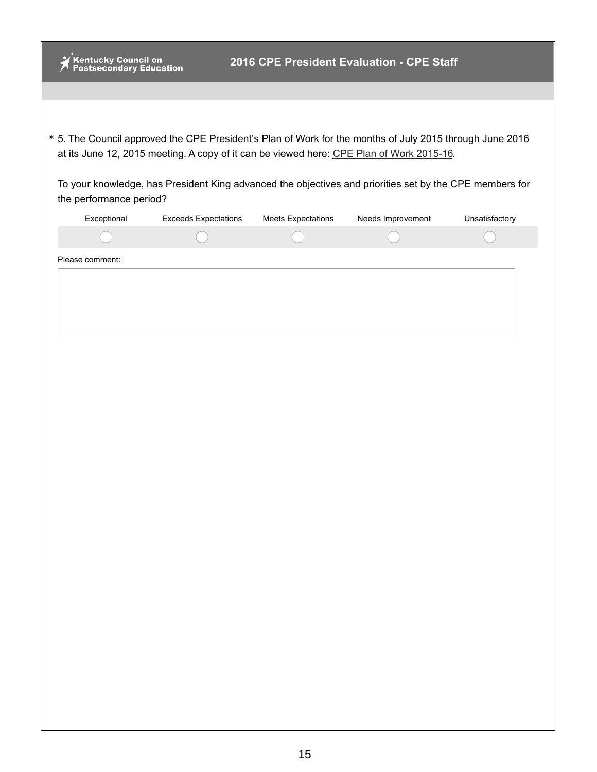Kentucky Council on Postsecondary Education

# 2016 CPE President Evaluation - CPE Staff

\* 5. The Council approved the CPE President's Plan of Work for the months of July 2015 through June 2016 at its June 12, 2015 meeting. A copy of it can be viewed here: CPE Plan of Work 2015-16.

To your knowledge, has President King advanced the objectives and priorities set by the CPE members for the performance period?

| Exceptional | Exceeds Expectations | Meets Expectations | Needs Improvement | Unsatisfactory |
|---|---|---|---|---|
| ○ | ○ | ○ | ○ | ○ |

Please comment: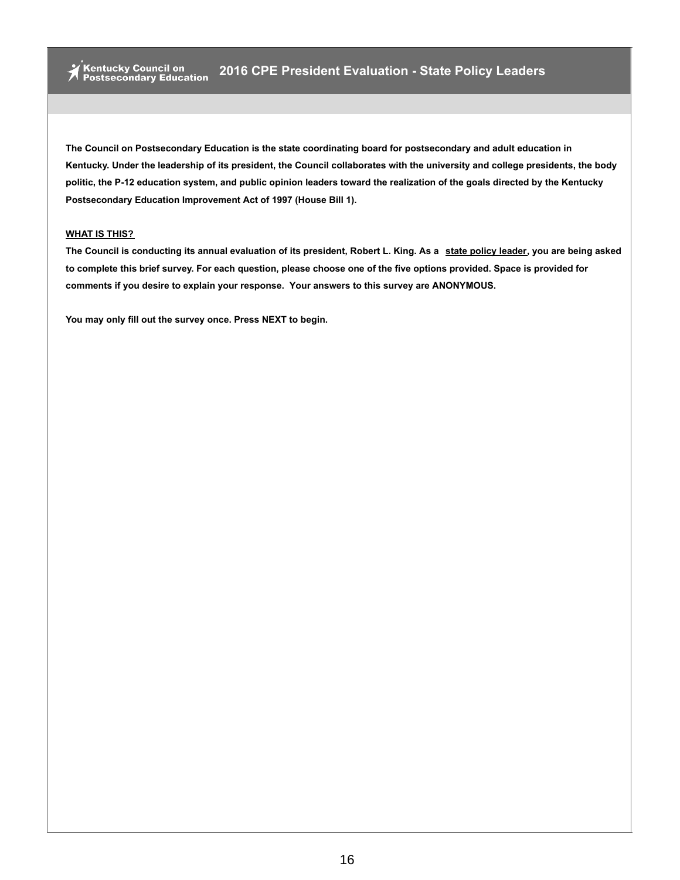Kentucky Council on Postsecondary Education

# 2016 CPE President Evaluation - State Policy Leaders

**The Council on Postsecondary Education is the state coordinating board for postsecondary and adult education in Kentucky. Under the leadership of its president, the Council collaborates with the university and college presidents, the body politic, the P-12 education system, and public opinion leaders toward the realization of the goals directed by the Kentucky Postsecondary Education Improvement Act of 1997 (House Bill 1).**

**WHAT IS THIS?**

**The Council is conducting its annual evaluation of its president, Robert L. King. As a state policy leader, you are being asked to complete this brief survey. For each question, please choose one of the five options provided. Space is provided for comments if you desire to explain your response. Your answers to this survey are ANONYMOUS.**

**You may only fill out the survey once. Press NEXT to begin.**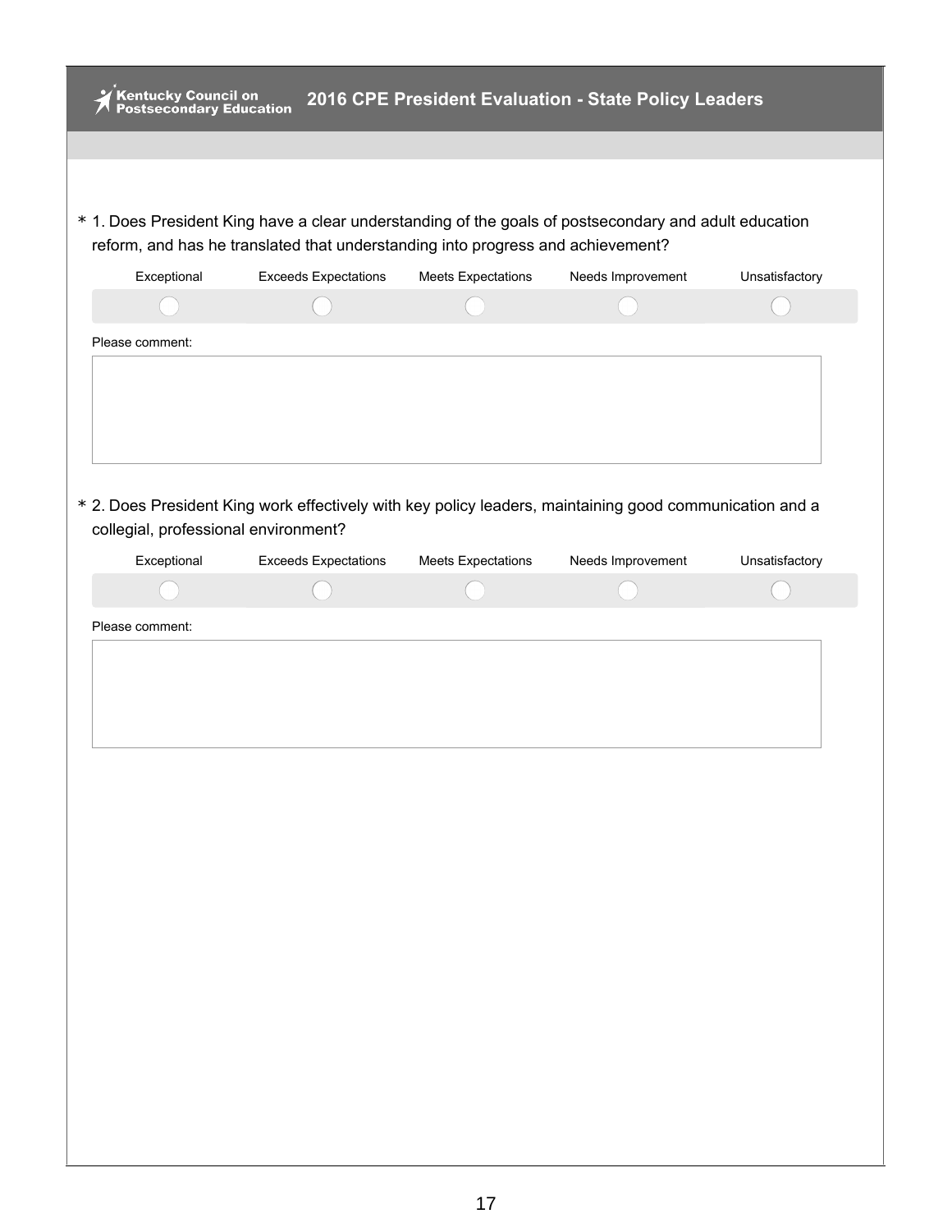Kentucky Council on Postsecondary Education

## 2016 CPE President Evaluation - State Policy Leaders

\* 1. Does President King have a clear understanding of the goals of postsecondary and adult education reform, and has he translated that understanding into progress and achievement?

| Exceptional | Exceeds Expectations | Meets Expectations | Needs Improvement | Unsatisfactory |
|---|---|---|---|---|
| ◯ | ◯ | ◯ | ◯ | ◯ |

Please comment:

\* 2. Does President King work effectively with key policy leaders, maintaining good communication and a collegial, professional environment?

| Exceptional | Exceeds Expectations | Meets Expectations | Needs Improvement | Unsatisfactory |
|---|---|---|---|---|
| ◯ | ◯ | ◯ | ◯ | ◯ |

Please comment: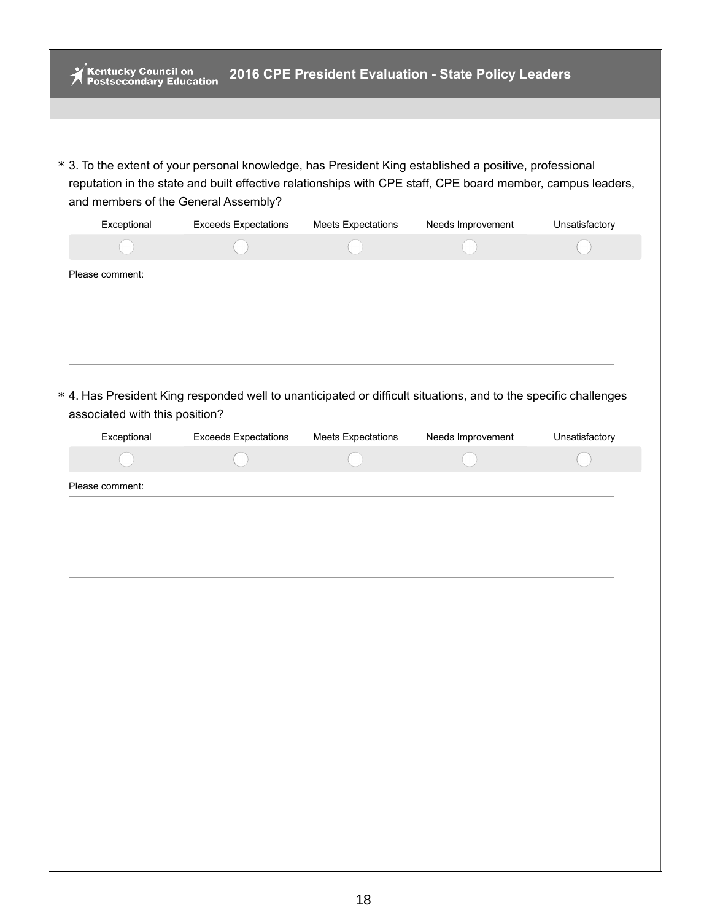Kentucky Council on Postsecondary Education **2016 CPE President Evaluation - State Policy Leaders**

\* 3. To the extent of your personal knowledge, has President King established a positive, professional reputation in the state and built effective relationships with CPE staff, CPE board member, campus leaders, and members of the General Assembly?

| Exceptional | Exceeds Expectations | Meets Expectations | Needs Improvement | Unsatisfactory |
|---|---|---|---|---|
| ◯ | ◯ | ◯ | ◯ | ◯ |

Please comment:

\* 4. Has President King responded well to unanticipated or difficult situations, and to the specific challenges associated with this position?

| Exceptional | Exceeds Expectations | Meets Expectations | Needs Improvement | Unsatisfactory |
|---|---|---|---|---|
| ◯ | ◯ | ◯ | ◯ | ◯ |

Please comment: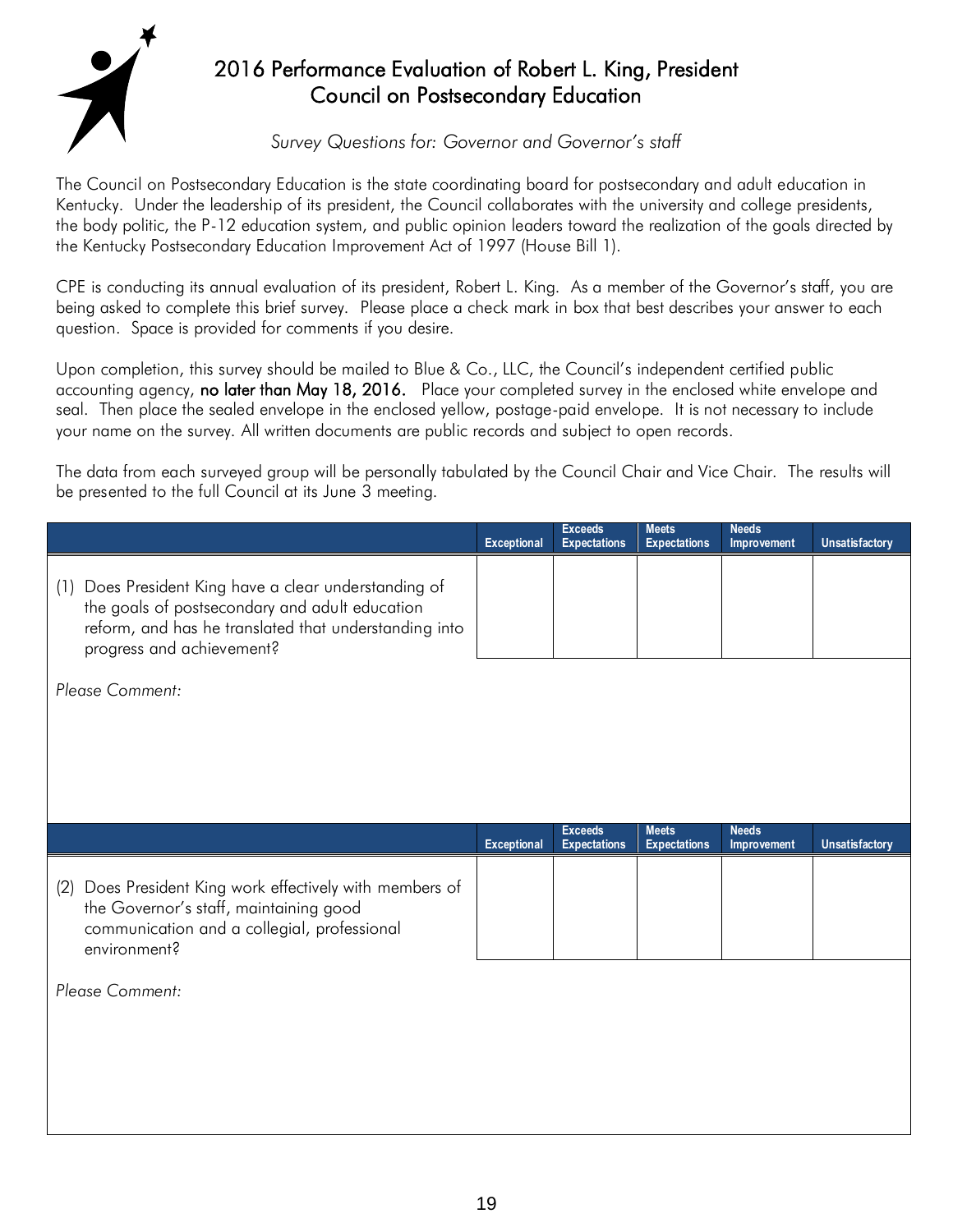# 2016 Performance Evaluation of Robert L. King, President
# Council on Postsecondary Education

*Survey Questions for: Governor and Governor's staff*

The Council on Postsecondary Education is the state coordinating board for postsecondary and adult education in Kentucky. Under the leadership of its president, the Council collaborates with the university and college presidents, the body politic, the P-12 education system, and public opinion leaders toward the realization of the goals directed by the Kentucky Postsecondary Education Improvement Act of 1997 (House Bill 1).

CPE is conducting its annual evaluation of its president, Robert L. King. As a member of the Governor's staff, you are being asked to complete this brief survey. Please place a check mark in box that best describes your answer to each question. Space is provided for comments if you desire.

Upon completion, this survey should be mailed to Blue & Co., LLC, the Council's independent certified public accounting agency, **no later than May 18, 2016.** Place your completed survey in the enclosed white envelope and seal. Then place the sealed envelope in the enclosed yellow, postage-paid envelope. It is not necessary to include your name on the survey. All written documents are public records and subject to open records.

The data from each surveyed group will be personally tabulated by the Council Chair and Vice Chair. The results will be presented to the full Council at its June 3 meeting.

| | Exceptional | Exceeds Expectations | Meets Expectations | Needs Improvement | Unsatisfactory |
|---|---|---|---|---|---|
| (1) Does President King have a clear understanding of the goals of postsecondary and adult education reform, and has he translated that understanding into progress and achievement? | | | | | |

*Please Comment:*

| | Exceptional | Exceeds Expectations | Meets Expectations | Needs Improvement | Unsatisfactory |
|---|---|---|---|---|---|
| (2) Does President King work effectively with members of the Governor's staff, maintaining good communication and a collegial, professional environment? | | | | | |

*Please Comment:*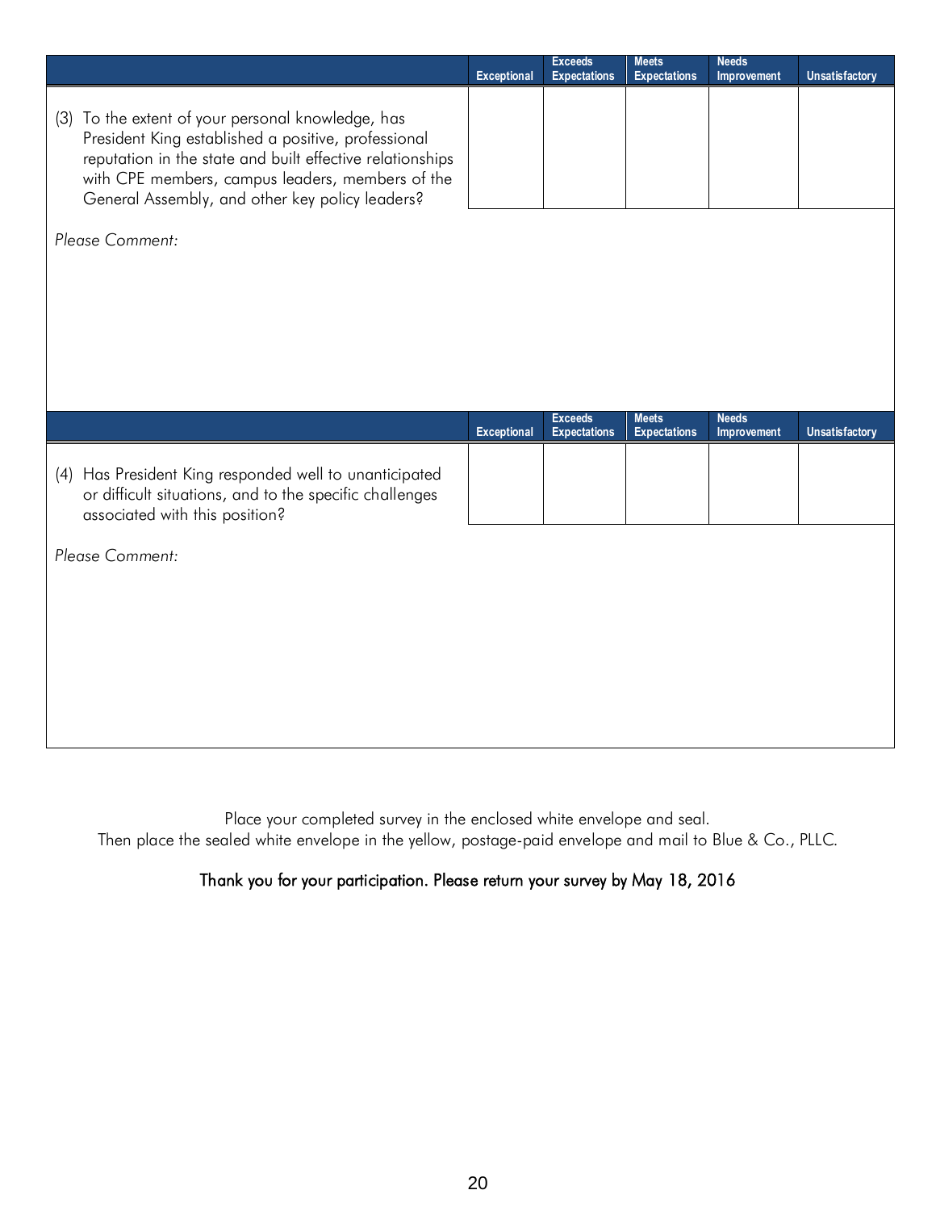| | Exceptional | Exceeds Expectations | Meets Expectations | Needs Improvement | Unsatisfactory |
|---|---|---|---|---|---|
| (3) To the extent of your personal knowledge, has President King established a positive, professional reputation in the state and built effective relationships with CPE members, campus leaders, members of the General Assembly, and other key policy leaders? | | | | | |

*Please Comment:*

| | Exceptional | Exceeds Expectations | Meets Expectations | Needs Improvement | Unsatisfactory |
|---|---|---|---|---|---|
| (4) Has President King responded well to unanticipated or difficult situations, and to the specific challenges associated with this position? | | | | | |

*Please Comment:*

Place your completed survey in the enclosed white envelope and seal.
Then place the sealed white envelope in the yellow, postage-paid envelope and mail to Blue & Co., PLLC.

Thank you for your participation. Please return your survey by May 18, 2016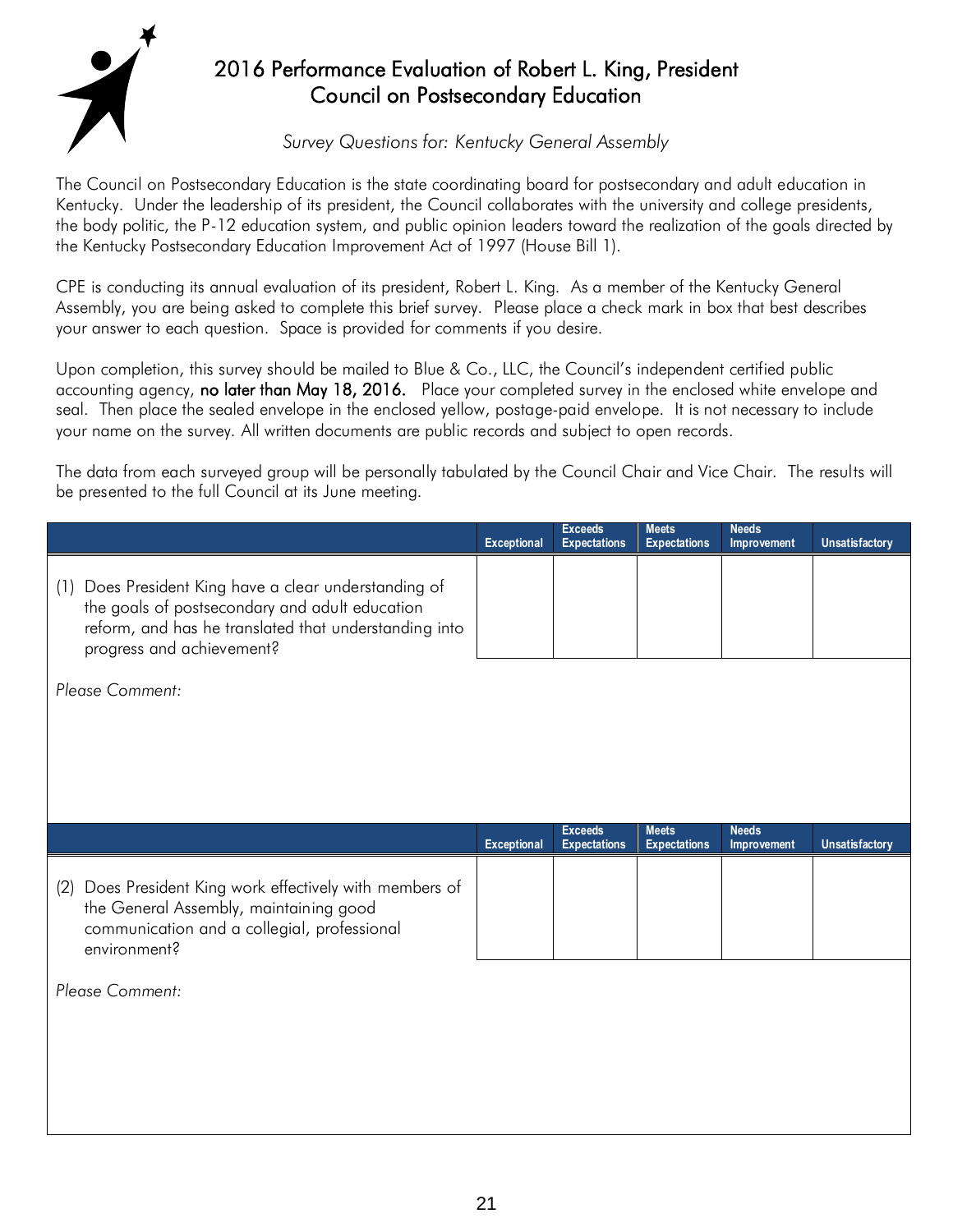# 2016 Performance Evaluation of Robert L. King, President
## Council on Postsecondary Education

*Survey Questions for: Kentucky General Assembly*

The Council on Postsecondary Education is the state coordinating board for postsecondary and adult education in Kentucky. Under the leadership of its president, the Council collaborates with the university and college presidents, the body politic, the P-12 education system, and public opinion leaders toward the realization of the goals directed by the Kentucky Postsecondary Education Improvement Act of 1997 (House Bill 1).

CPE is conducting its annual evaluation of its president, Robert L. King. As a member of the Kentucky General Assembly, you are being asked to complete this brief survey. Please place a check mark in box that best describes your answer to each question. Space is provided for comments if you desire.

Upon completion, this survey should be mailed to Blue & Co., LLC, the Council's independent certified public accounting agency, **no later than May 18, 2016.** Place your completed survey in the enclosed white envelope and seal. Then place the sealed envelope in the enclosed yellow, postage-paid envelope. It is not necessary to include your name on the survey. All written documents are public records and subject to open records.

The data from each surveyed group will be personally tabulated by the Council Chair and Vice Chair. The results will be presented to the full Council at its June meeting.

| | Exceptional | Exceeds Expectations | Meets Expectations | Needs Improvement | Unsatisfactory |
|---|---|---|---|---|---|
| (1) Does President King have a clear understanding of the goals of postsecondary and adult education reform, and has he translated that understanding into progress and achievement? | | | | | |

*Please Comment:*

| | Exceptional | Exceeds Expectations | Meets Expectations | Needs Improvement | Unsatisfactory |
|---|---|---|---|---|---|
| (2) Does President King work effectively with members of the General Assembly, maintaining good communication and a collegial, professional environment? | | | | | |

*Please Comment:*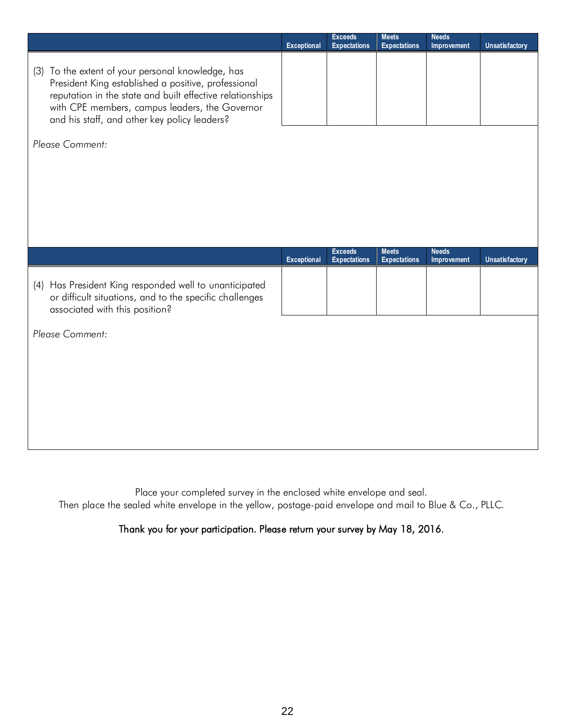| | Exceptional | Exceeds Expectations | Meets Expectations | Needs Improvement | Unsatisfactory |
|---|---|---|---|---|---|
| (3) To the extent of your personal knowledge, has President King established a positive, professional reputation in the state and built effective relationships with CPE members, campus leaders, the Governor and his staff, and other key policy leaders? | | | | | |

*Please Comment:*

| | Exceptional | Exceeds Expectations | Meets Expectations | Needs Improvement | Unsatisfactory |
|---|---|---|---|---|---|
| (4) Has President King responded well to unanticipated or difficult situations, and to the specific challenges associated with this position? | | | | | |

*Please Comment:*

Place your completed survey in the enclosed white envelope and seal.
Then place the sealed white envelope in the yellow, postage-paid envelope and mail to Blue & Co., PLLC.

Thank you for your participation. Please return your survey by May 18, 2016.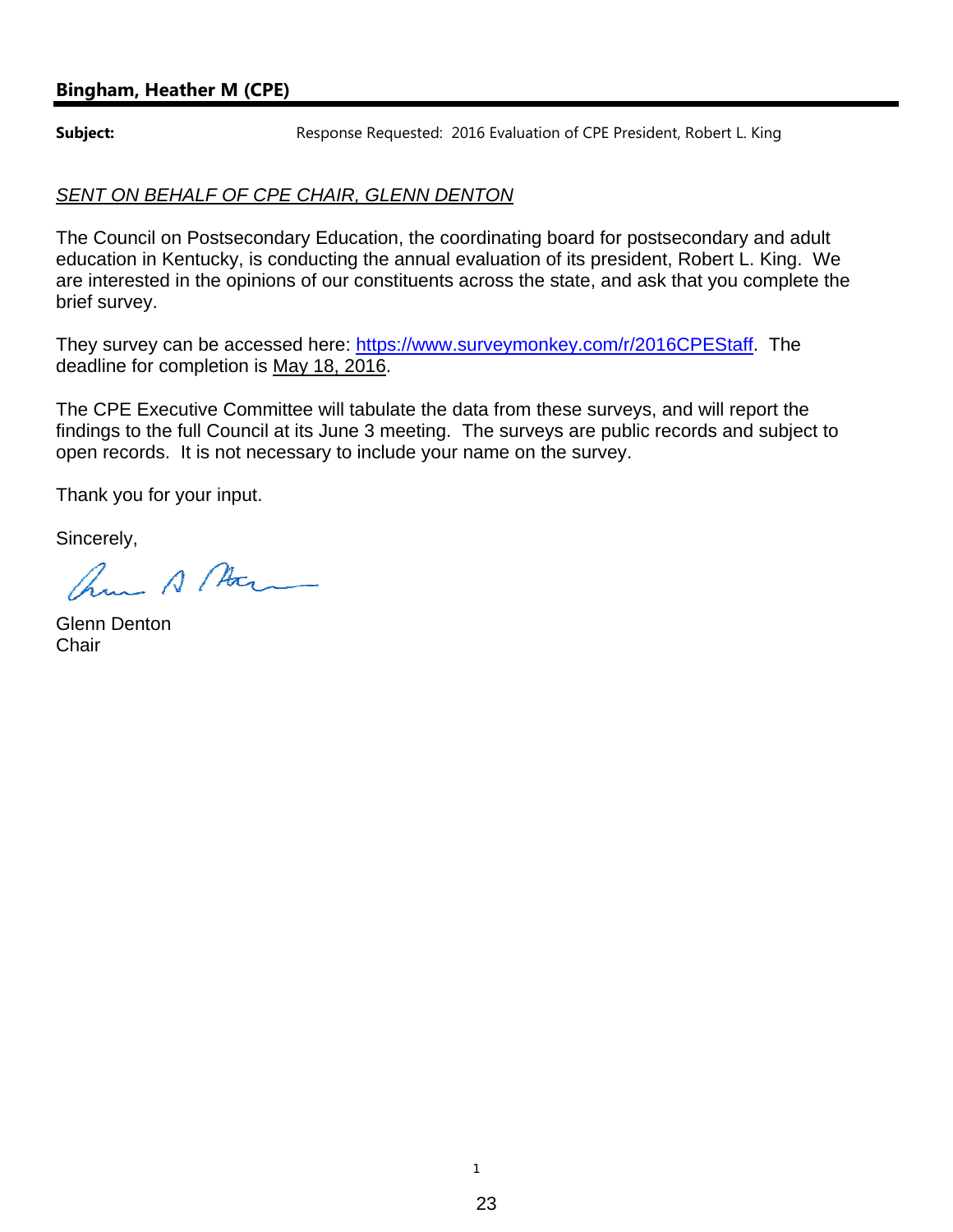**Bingham, Heather M (CPE)**

---

**Subject:** Response Requested: 2016 Evaluation of CPE President, Robert L. King

*SENT ON BEHALF OF CPE CHAIR, GLENN DENTON*

The Council on Postsecondary Education, the coordinating board for postsecondary and adult education in Kentucky, is conducting the annual evaluation of its president, Robert L. King. We are interested in the opinions of our constituents across the state, and ask that you complete the brief survey.

They survey can be accessed here: https://www.surveymonkey.com/r/2016CPEStaff. The deadline for completion is May 18, 2016.

The CPE Executive Committee will tabulate the data from these surveys, and will report the findings to the full Council at its June 3 meeting. The surveys are public records and subject to open records. It is not necessary to include your name on the survey.

Thank you for your input.

Sincerely,

Glenn Denton
Chair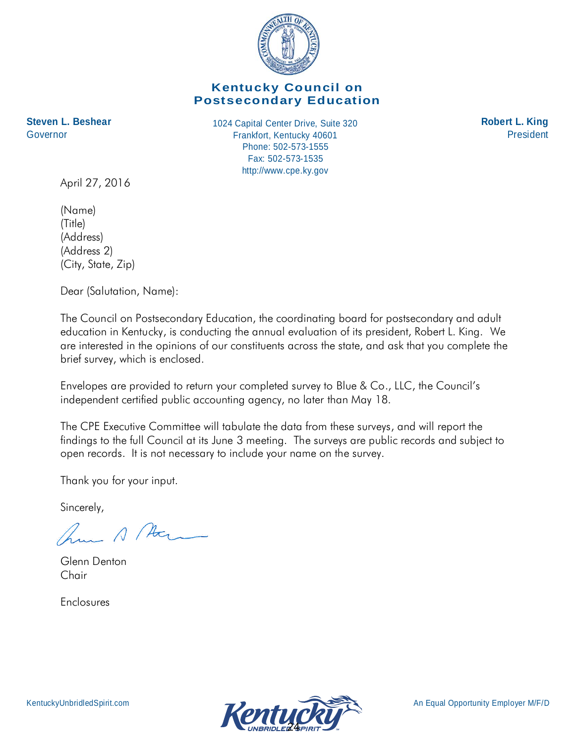**Kentucky Council on Postsecondary Education**

**Steven L. Beshear**
Governor

1024 Capital Center Drive, Suite 320
Frankfort, Kentucky 40601
Phone: 502-573-1555
Fax: 502-573-1535
http://www.cpe.ky.gov

**Robert L. King**
President

April 27, 2016

(Name)
(Title)
(Address)
(Address 2)
(City, State, Zip)

Dear (Salutation, Name):

The Council on Postsecondary Education, the coordinating board for postsecondary and adult education in Kentucky, is conducting the annual evaluation of its president, Robert L. King. We are interested in the opinions of our constituents across the state, and ask that you complete the brief survey, which is enclosed.

Envelopes are provided to return your completed survey to Blue & Co., LLC, the Council's independent certified public accounting agency, no later than May 18.

The CPE Executive Committee will tabulate the data from these surveys, and will report the findings to the full Council at its June 3 meeting. The surveys are public records and subject to open records. It is not necessary to include your name on the survey.

Thank you for your input.

Sincerely,

Glenn Denton
Chair

Enclosures

KentuckyUnbridledSpirit.com

Kentucky UNBRIDLED SPIRIT

An Equal Opportunity Employer M/F/D